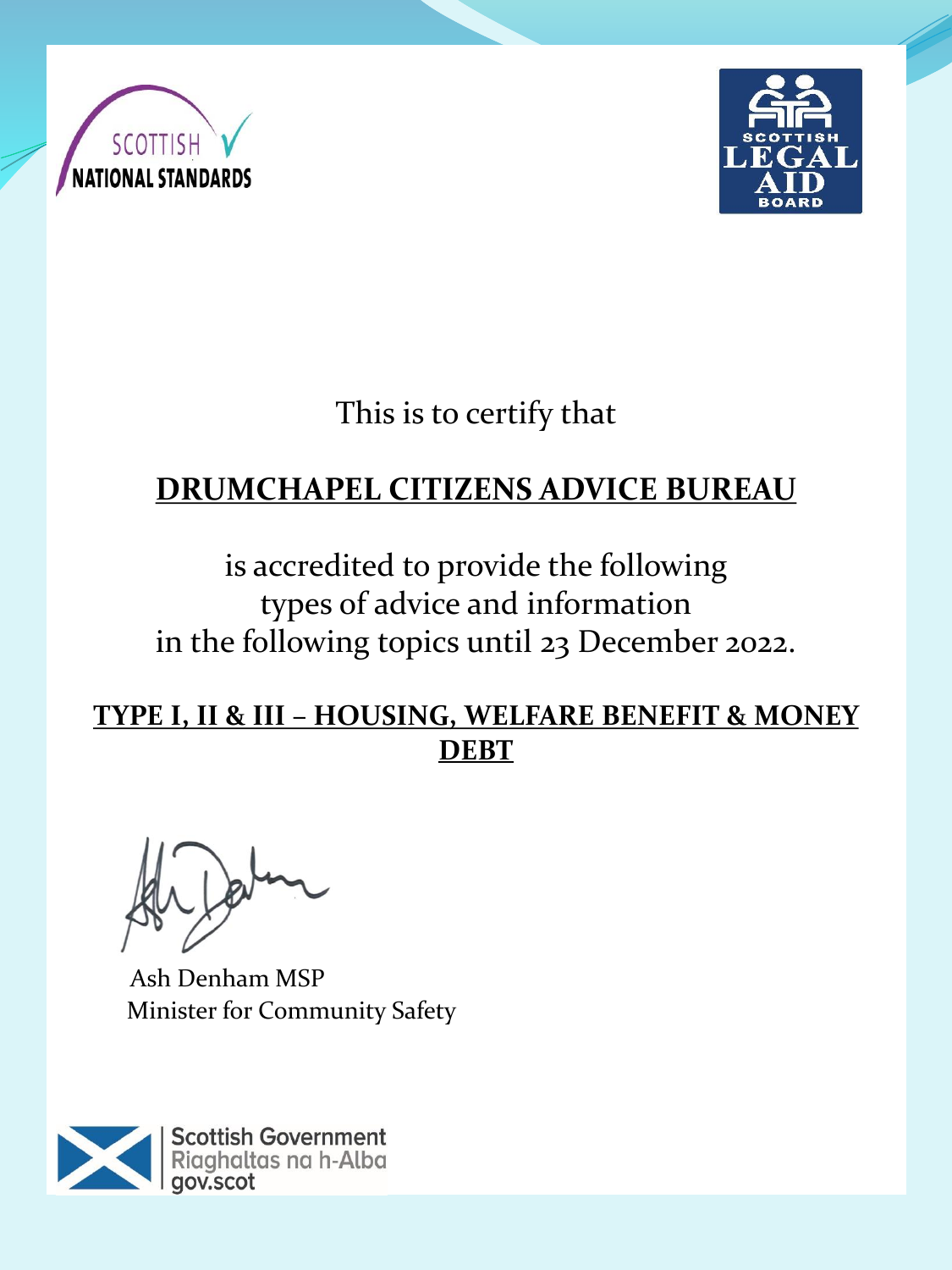SCOTTISH NATIONAL STANDARDS

SCOTTISH LEGAL AID BOARD

This is to certify that

**DRUMCHAPEL CITIZENS ADVICE BUREAU**

is accredited to provide the following types of advice and information in the following topics until 23 December 2022.

**TYPE I, II & III – HOUSING, WELFARE BENEFIT & MONEY DEBT**

Ash Denham MSP
Minister for Community Safety

Scottish Government
Riaghaltas na h-Alba
gov.scot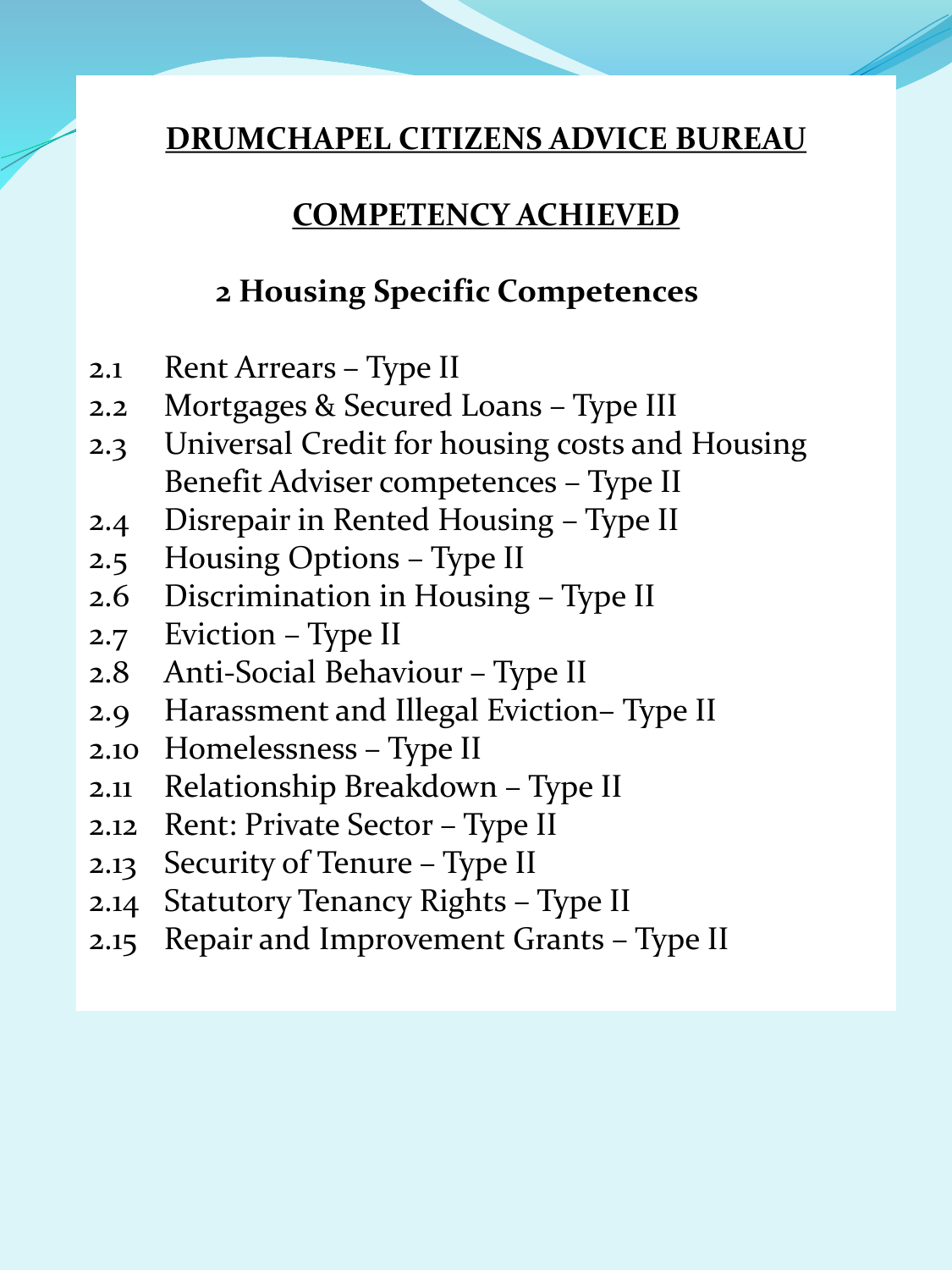## DRUMCHAPEL CITIZENS ADVICE BUREAU

## COMPETENCY ACHIEVED

### 2 Housing Specific Competences

- 2.1 Rent Arrears – Type II
- 2.2 Mortgages & Secured Loans – Type III
- 2.3 Universal Credit for housing costs and Housing Benefit Adviser competences – Type II
- 2.4 Disrepair in Rented Housing – Type II
- 2.5 Housing Options – Type II
- 2.6 Discrimination in Housing – Type II
- 2.7 Eviction – Type II
- 2.8 Anti-Social Behaviour – Type II
- 2.9 Harassment and Illegal Eviction– Type II
- 2.10 Homelessness – Type II
- 2.11 Relationship Breakdown – Type II
- 2.12 Rent: Private Sector – Type II
- 2.13 Security of Tenure – Type II
- 2.14 Statutory Tenancy Rights – Type II
- 2.15 Repair and Improvement Grants – Type II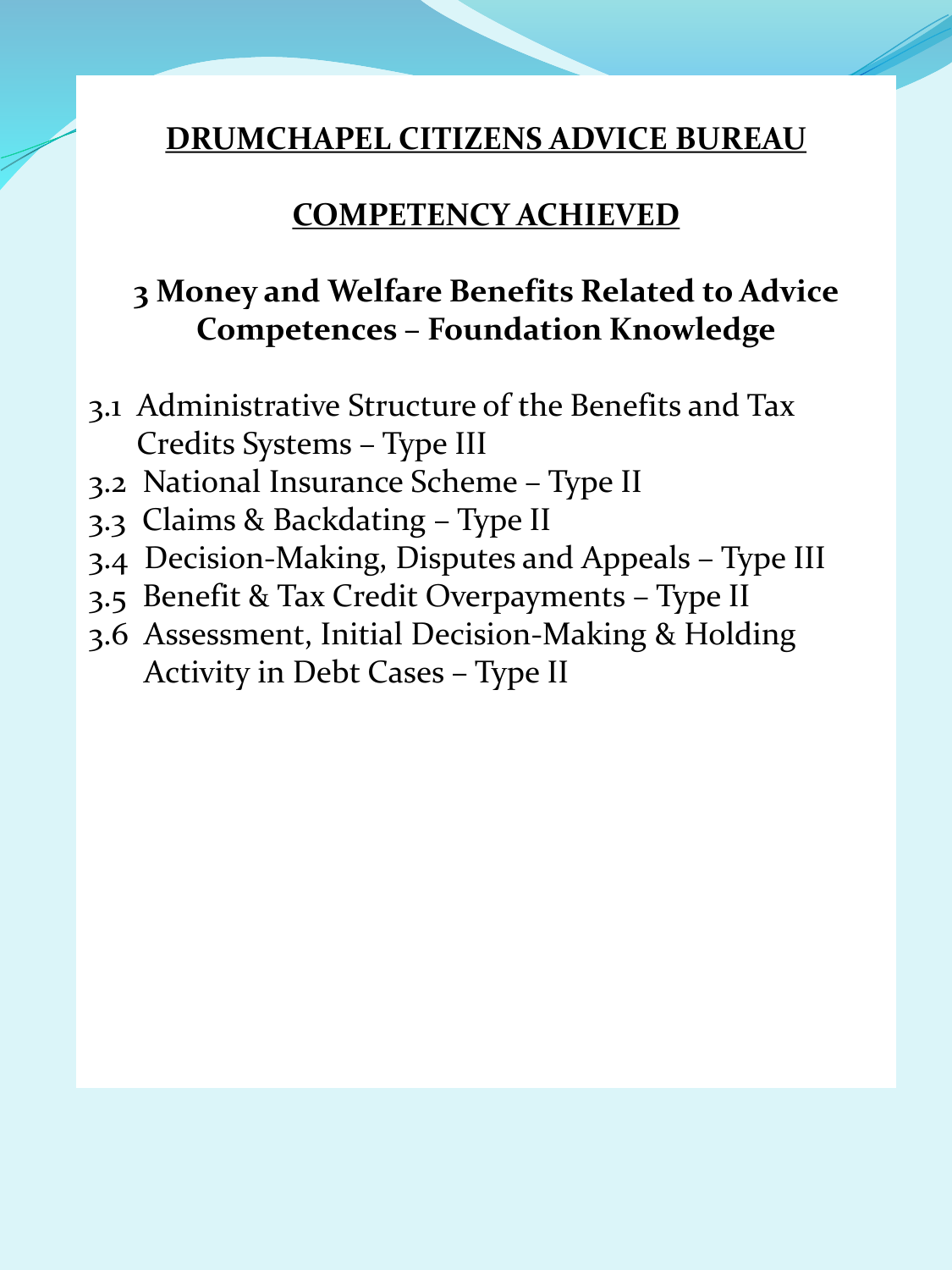# DRUMCHAPEL CITIZENS ADVICE BUREAU

## COMPETENCY ACHIEVED

### 3 Money and Welfare Benefits Related to Advice Competences – Foundation Knowledge

- 3.1 Administrative Structure of the Benefits and Tax Credits Systems – Type III
- 3.2 National Insurance Scheme – Type II
- 3.3 Claims & Backdating – Type II
- 3.4 Decision-Making, Disputes and Appeals – Type III
- 3.5 Benefit & Tax Credit Overpayments – Type II
- 3.6 Assessment, Initial Decision-Making & Holding Activity in Debt Cases – Type II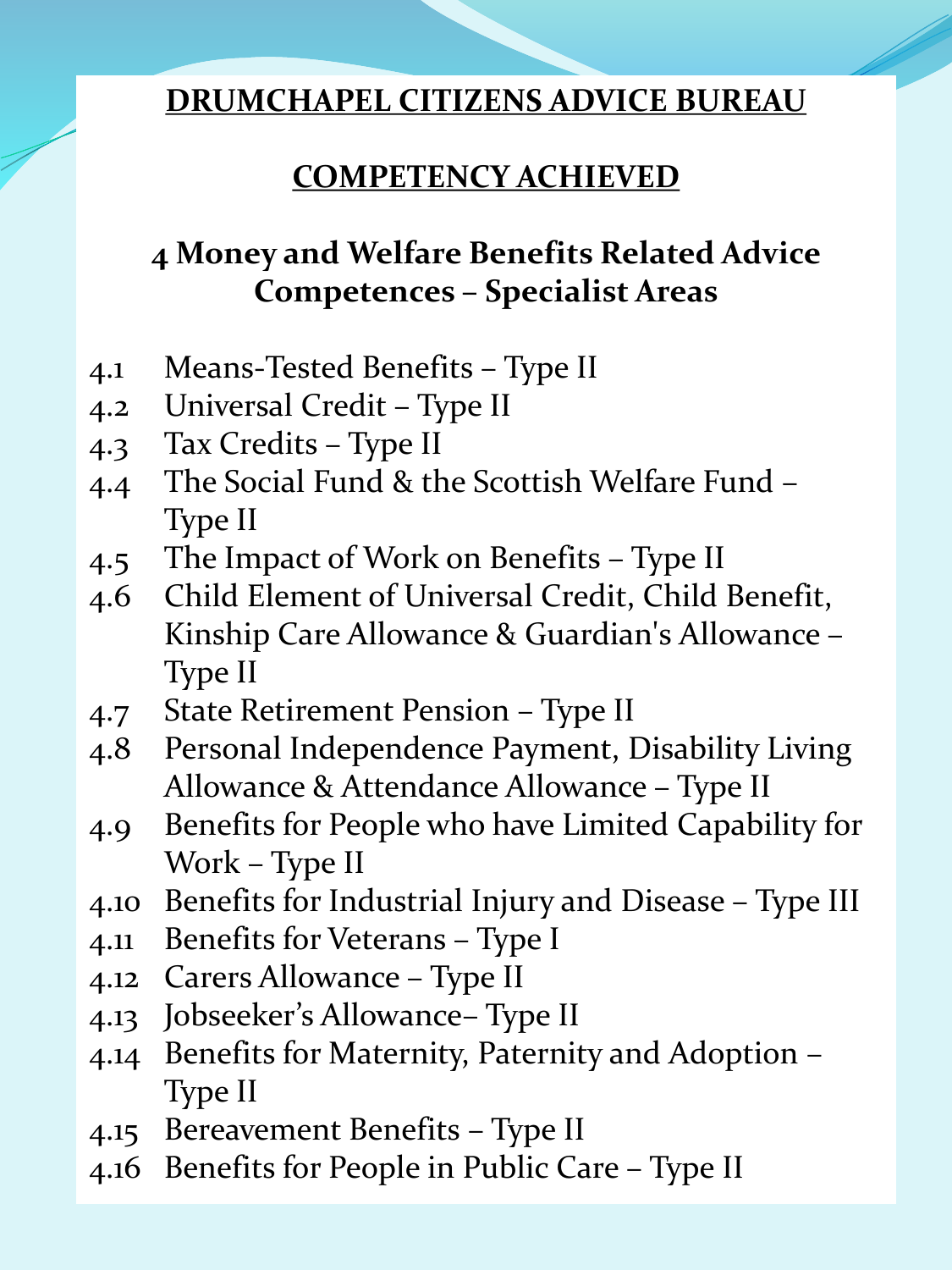# DRUMCHAPEL CITIZENS ADVICE BUREAU

## COMPETENCY ACHIEVED

### 4 Money and Welfare Benefits Related Advice Competences – Specialist Areas

- 4.1 Means-Tested Benefits – Type II
- 4.2 Universal Credit – Type II
- 4.3 Tax Credits – Type II
- 4.4 The Social Fund & the Scottish Welfare Fund – Type II
- 4.5 The Impact of Work on Benefits – Type II
- 4.6 Child Element of Universal Credit, Child Benefit, Kinship Care Allowance & Guardian's Allowance – Type II
- 4.7 State Retirement Pension – Type II
- 4.8 Personal Independence Payment, Disability Living Allowance & Attendance Allowance – Type II
- 4.9 Benefits for People who have Limited Capability for Work – Type II
- 4.10 Benefits for Industrial Injury and Disease – Type III
- 4.11 Benefits for Veterans – Type I
- 4.12 Carers Allowance – Type II
- 4.13 Jobseeker's Allowance– Type II
- 4.14 Benefits for Maternity, Paternity and Adoption – Type II
- 4.15 Bereavement Benefits – Type II
- 4.16 Benefits for People in Public Care – Type II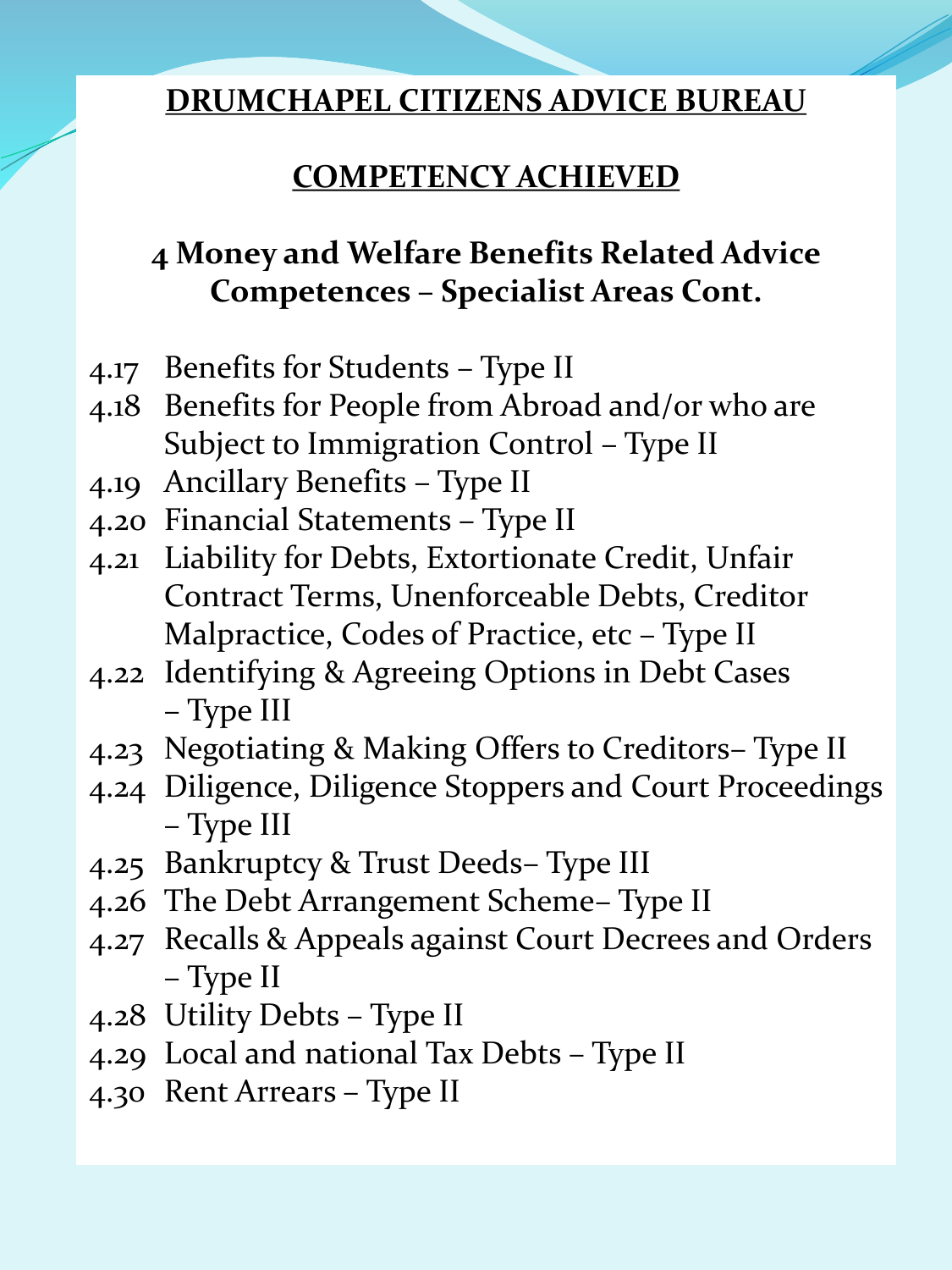## DRUMCHAPEL CITIZENS ADVICE BUREAU

## COMPETENCY ACHIEVED

### 4 Money and Welfare Benefits Related Advice Competences – Specialist Areas Cont.

- 4.17 Benefits for Students – Type II
- 4.18 Benefits for People from Abroad and/or who are Subject to Immigration Control – Type II
- 4.19 Ancillary Benefits – Type II
- 4.20 Financial Statements – Type II
- 4.21 Liability for Debts, Extortionate Credit, Unfair Contract Terms, Unenforceable Debts, Creditor Malpractice, Codes of Practice, etc – Type II
- 4.22 Identifying & Agreeing Options in Debt Cases – Type III
- 4.23 Negotiating & Making Offers to Creditors– Type II
- 4.24 Diligence, Diligence Stoppers and Court Proceedings – Type III
- 4.25 Bankruptcy & Trust Deeds– Type III
- 4.26 The Debt Arrangement Scheme– Type II
- 4.27 Recalls & Appeals against Court Decrees and Orders – Type II
- 4.28 Utility Debts – Type II
- 4.29 Local and national Tax Debts – Type II
- 4.30 Rent Arrears – Type II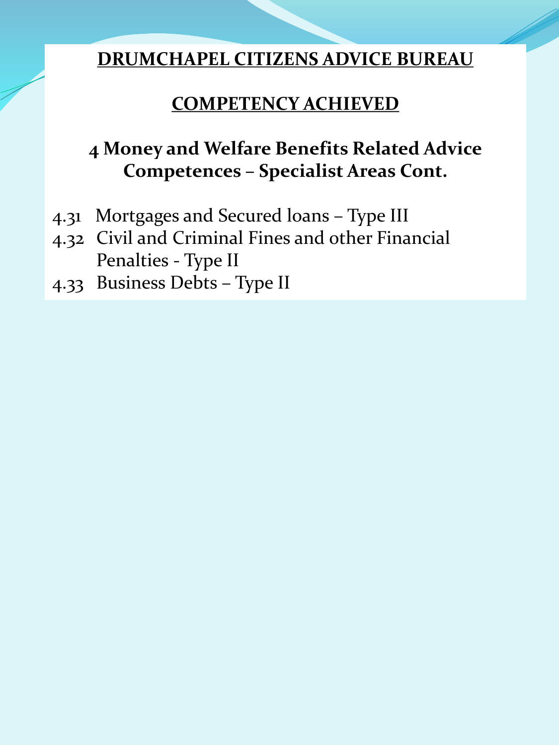# DRUMCHAPEL CITIZENS ADVICE BUREAU

## COMPETENCY ACHIEVED

### 4 Money and Welfare Benefits Related Advice Competences – Specialist Areas Cont.

4.31 Mortgages and Secured loans – Type III
4.32 Civil and Criminal Fines and other Financial Penalties - Type II
4.33 Business Debts – Type II